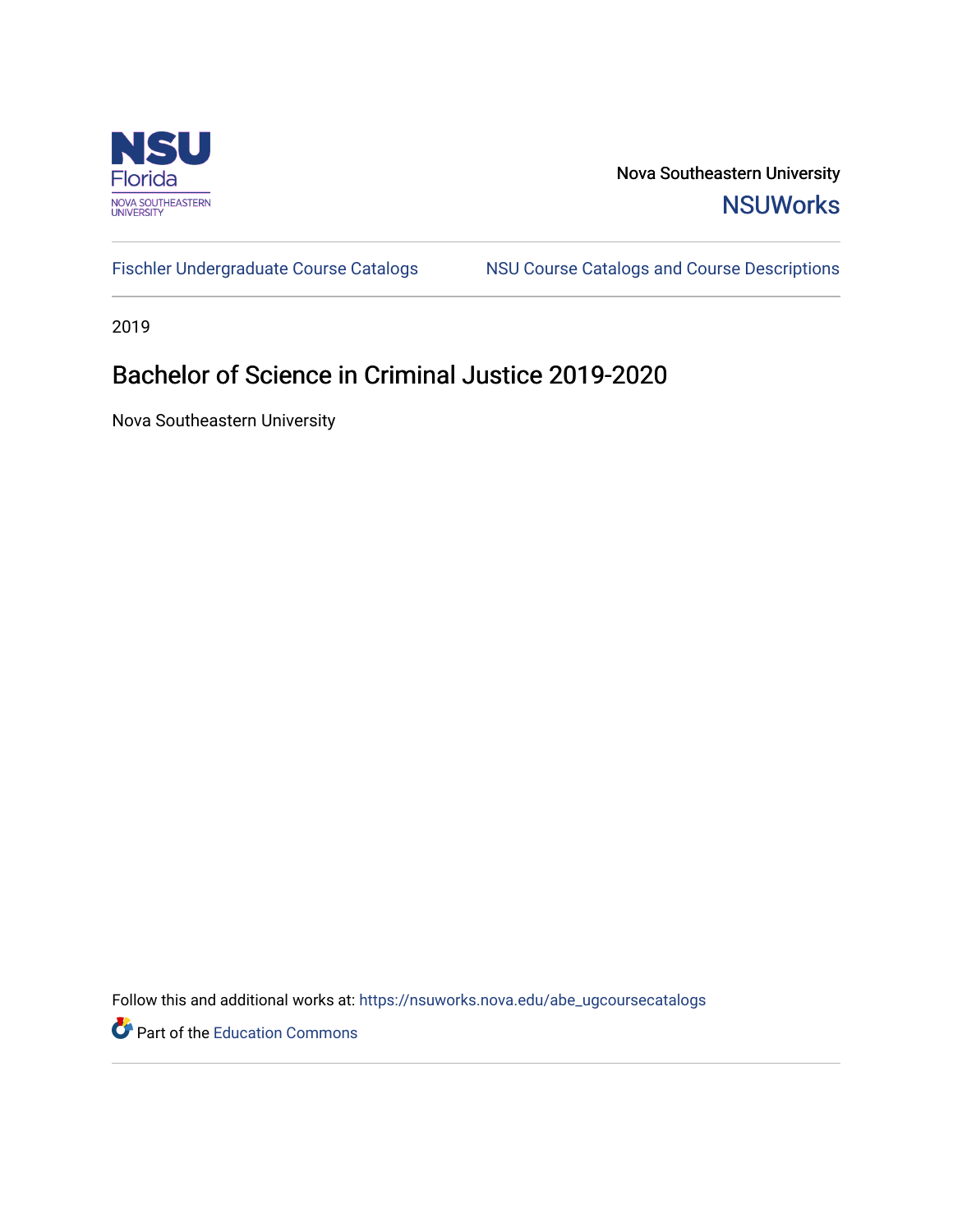NSU Florida
NOVA SOUTHEASTERN UNIVERSITY

Nova Southeastern University
**NSUWorks**

Fischler Undergraduate Course Catalogs | NSU Course Catalogs and Course Descriptions

2019

# Bachelor of Science in Criminal Justice 2019-2020

Nova Southeastern University

Follow this and additional works at: https://nsuworks.nova.edu/abe_ugcoursecatalogs

Part of the Education Commons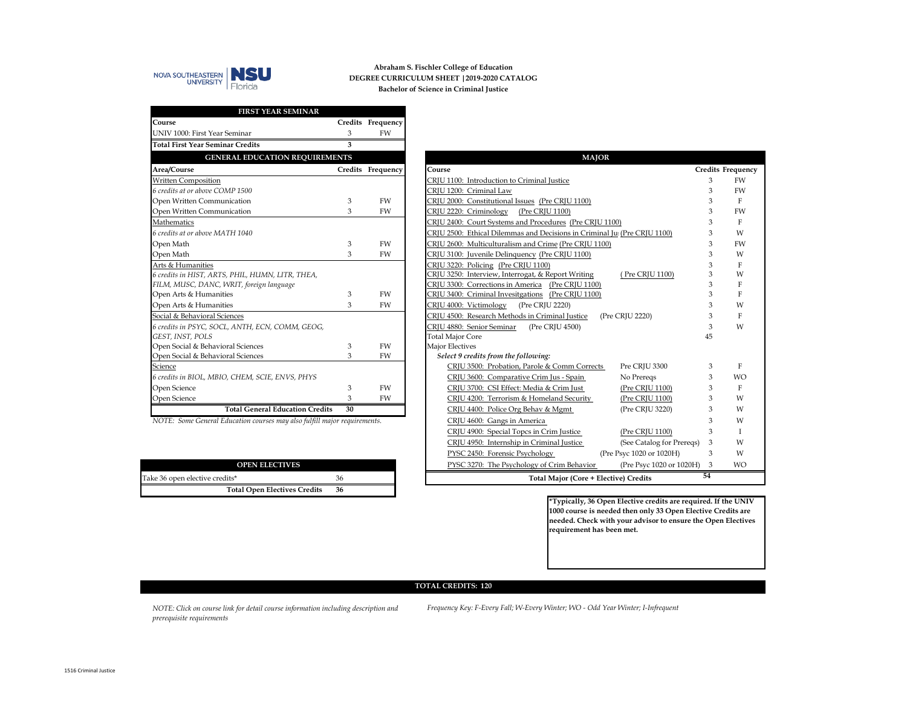NOVA SOUTHEASTERN UNIVERSITY | NSU Florida

**Abraham S. Fischler College of Education**
**DEGREE CURRICULUM SHEET |2019-2020 CATALOG**
**Bachelor of Science in Criminal Justice**

| FIRST YEAR SEMINAR | | |
|---|---|---|
| **Course** | **Credits** | **Frequency** |
| UNIV 1000: First Year Seminar | 3 | FW |
| **Total First Year Seminar Credits** | **3** | |

| GENERAL EDUCATION REQUIREMENTS | | |
|---|---|---|
| **Area/Course** | **Credits** | **Frequency** |
| Written Composition | | |
| *6 credits at or above COMP 1500* | | |
| Open Written Communication | 3 | FW |
| Open Written Communication | 3 | FW |
| Mathematics | | |
| *6 credits at or above MATH 1040* | | |
| Open Math | 3 | FW |
| Open Math | 3 | FW |
| Arts & Humanities | | |
| *6 credits in HIST, ARTS, PHIL, HUMN, LITR, THEA, FILM, MUSC, DANC, WRIT, foreign language* | | |
| Open Arts & Humanities | 3 | FW |
| Open Arts & Humanities | 3 | FW |
| Social & Behavioral Sciences | | |
| *6 credits in PSYC, SOCL, ANTH, ECN, COMM, GEOG, GEST, INST, POLS* | | |
| Open Social & Behavioral Sciences | 3 | FW |
| Open Social & Behavioral Sciences | 3 | FW |
| Science | | |
| *6 credits in BIOL, MBIO, CHEM, SCIE, ENVS, PHYS* | | |
| Open Science | 3 | FW |
| Open Science | 3 | FW |
| **Total General Education Credits** | **30** | |

*NOTE: Some General Education courses may also fulfill major requirements.*

| MAJOR | | | |
|---|---|---|---|
| **Course** | | **Credits** | **Frequency** |
| CRJU 1100: Introduction to Criminal Justice | | 3 | FW |
| CRJU 1200: Criminal Law | | 3 | FW |
| CRJU 2000: Constitutional Issues (Pre CRJU 1100) | | 3 | F |
| CRJU 2220: Criminology (Pre CRJU 1100) | | 3 | FW |
| CRJU 2400: Court Systems and Procedures (Pre CRJU 1100) | | 3 | F |
| CRJU 2500: Ethical Dilemmas and Decisions in Criminal Ju (Pre CRJU 1100) | | 3 | W |
| CRJU 2600: Multiculturalism and Crime (Pre CRJU 1100) | | 3 | FW |
| CRJU 3100: Juvenile Delinquency (Pre CRJU 1100) | | 3 | W |
| CRJU 3220: Policing (Pre CRJU 1100) | | 3 | F |
| CRJU 3250: Interview, Interrogat, & Report Writing | (Pre CRJU 1100) | 3 | W |
| CRJU 3300: Corrections in America (Pre CRJU 1100) | | 3 | F |
| CRJU 3400: Criminal Invesitgations (Pre CRJU 1100) | | 3 | F |
| CRJU 4000: Victimology (Pre CRJU 2220) | | 3 | W |
| CRJU 4500: Research Methods in Criminal Justice | (Pre CRJU 2220) | 3 | F |
| CRJU 4880: Senior Seminar (Pre CRJU 4500) | | 3 | W |
| Total Major Core | | 45 | |
| Major Electives | | | |
| ***Select 9 credits from the following:*** | | | |
| CRJU 3500: Probation, Parole & Comm Corrects | Pre CRJU 3300 | 3 | F |
| CRJU 3600: Comparative Crim Jus - Spain | No Prereqs | 3 | WO |
| CRJU 3700: CSI Effect: Media & Crim Just | (Pre CRJU 1100) | 3 | F |
| CRJU 4200: Terrorism & Homeland Security | (Pre CRJU 1100) | 3 | W |
| CRJU 4400: Police Org Behav & Mgmt | (Pre CRJU 3220) | 3 | W |
| CRJU 4600: Gangs in America | | 3 | W |
| CRJU 4900: Special Topcs in Crim Justice | (Pre CRJU 1100) | 3 | I |
| CRJU 4950: Internship in Criminal Justice | (See Catalog for Prereqs) | 3 | W |
| PYSC 2450: Forensic Psychology | (Pre Psyc 1020 or 1020H) | 3 | W |
| PYSC 3270: The Psychology of Crim Behavior | (Pre Psyc 1020 or 1020H) | 3 | WO |
| **Total Major (Core + Elective) Credits** | | **54** | |

| OPEN ELECTIVES | |
|---|---|
| Take 36 open elective credits* | 36 |
| **Total Open Electives Credits** | **36** |

***Typically, 36 Open Elective credits are required. If the UNIV 1000 course is needed then only 33 Open Elective Credits are needed. Check with your advisor to ensure the Open Electives requirement has been met.**

**TOTAL CREDITS: 120**

*NOTE: Click on course link for detail course information including description and prerequisite requirements*

*Frequency Key: F-Every Fall; W-Every Winter; WO - Odd Year Winter; I-Infrequent*

1516 Criminal Justice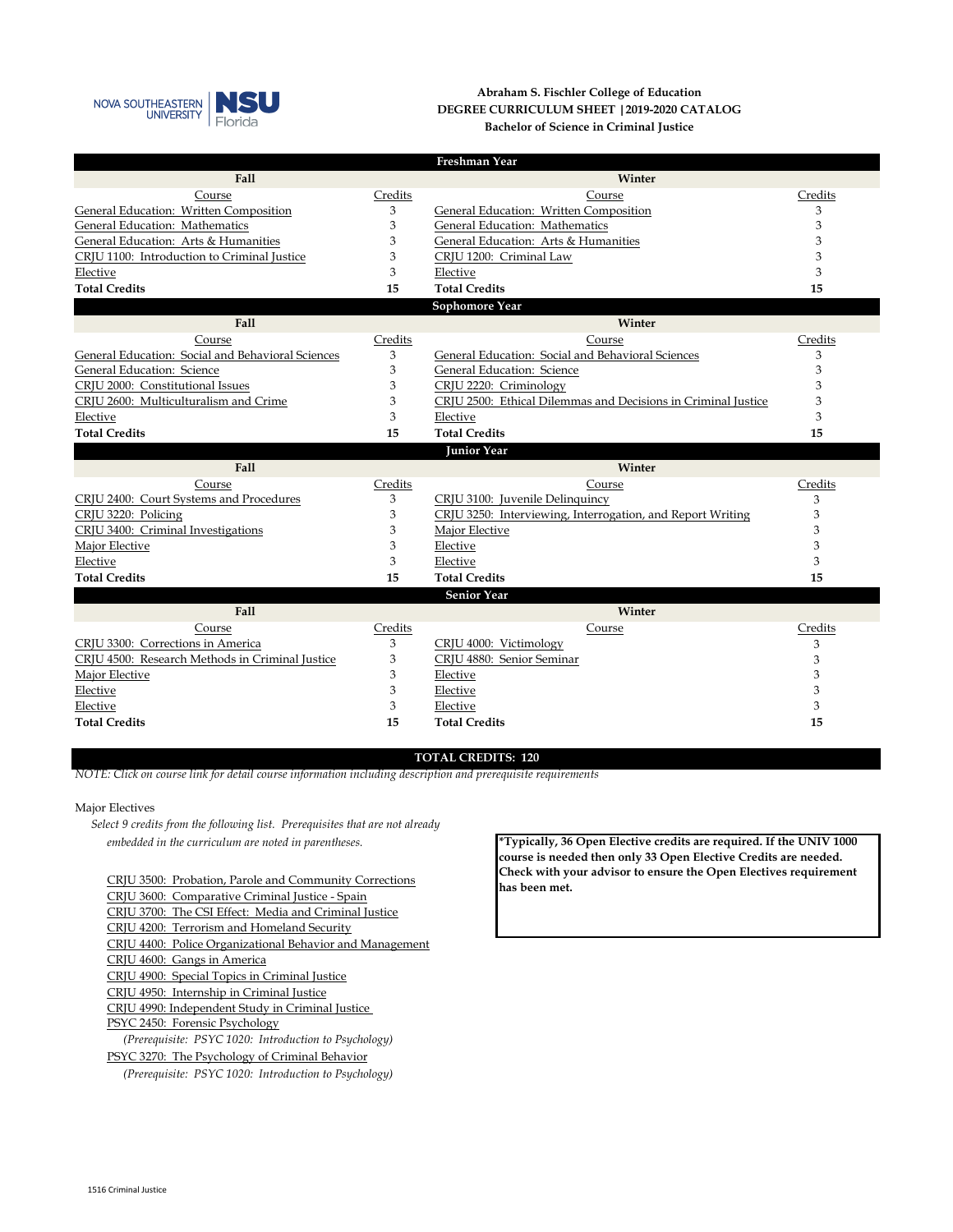**Abraham S. Fischler College of Education**
**DEGREE CURRICULUM SHEET | 2019-2020 CATALOG**
**Bachelor of Science in Criminal Justice**

**Freshman Year**

| Fall Course | Credits | Winter Course | Credits |
|---|---|---|---|
| General Education: Written Composition | 3 | General Education: Written Composition | 3 |
| General Education: Mathematics | 3 | General Education: Mathematics | 3 |
| General Education: Arts & Humanities | 3 | General Education: Arts & Humanities | 3 |
| CRJU 1100: Introduction to Criminal Justice | 3 | CRJU 1200: Criminal Law | 3 |
| Elective | 3 | Elective | 3 |
| **Total Credits** | **15** | **Total Credits** | **15** |

**Sophomore Year**

| Fall Course | Credits | Winter Course | Credits |
|---|---|---|---|
| General Education: Social and Behavioral Sciences | 3 | General Education: Social and Behavioral Sciences | 3 |
| General Education: Science | 3 | General Education: Science | 3 |
| CRJU 2000: Constitutional Issues | 3 | CRJU 2220: Criminology | 3 |
| CRJU 2600: Multiculturalism and Crime | 3 | CRJU 2500: Ethical Dilemmas and Decisions in Criminal Justice | 3 |
| Elective | 3 | Elective | 3 |
| **Total Credits** | **15** | **Total Credits** | **15** |

**Junior Year**

| Fall Course | Credits | Winter Course | Credits |
|---|---|---|---|
| CRJU 2400: Court Systems and Procedures | 3 | CRJU 3100: Juvenile Delinquincy | 3 |
| CRJU 3220: Policing | 3 | CRJU 3250: Interviewing, Interrogation, and Report Writing | 3 |
| CRJU 3400: Criminal Investigations | 3 | Major Elective | 3 |
| Major Elective | 3 | Elective | 3 |
| Elective | 3 | Elective | 3 |
| **Total Credits** | **15** | **Total Credits** | **15** |

**Senior Year**

| Fall Course | Credits | Winter Course | Credits |
|---|---|---|---|
| CRJU 3300: Corrections in America | 3 | CRJU 4000: Victimology | 3 |
| CRJU 4500: Research Methods in Criminal Justice | 3 | CRJU 4880: Senior Seminar | 3 |
| Major Elective | 3 | Elective | 3 |
| Elective | 3 | Elective | 3 |
| Elective | 3 | Elective | 3 |
| **Total Credits** | **15** | **Total Credits** | **15** |

**TOTAL CREDITS: 120**

*NOTE: Click on course link for detail course information including description and prerequisite requirements*

Major Electives

*Select 9 credits from the following list. Prerequisites that are not already embedded in the curriculum are noted in parentheses.*

- CRJU 3500: Probation, Parole and Community Corrections
- CRJU 3600: Comparative Criminal Justice - Spain
- CRJU 3700: The CSI Effect: Media and Criminal Justice
- CRJU 4200: Terrorism and Homeland Security
- CRJU 4400: Police Organizational Behavior and Management
- CRJU 4600: Gangs in America
- CRJU 4900: Special Topics in Criminal Justice
- CRJU 4950: Internship in Criminal Justice
- CRJU 4990: Independent Study in Criminal Justice
- PSYC 2450: Forensic Psychology
  *(Prerequisite: PSYC 1020: Introduction to Psychology)*
- PSYC 3270: The Psychology of Criminal Behavior
  *(Prerequisite: PSYC 1020: Introduction to Psychology)*

**\*Typically, 36 Open Elective credits are required. If the UNIV 1000 course is needed then only 33 Open Elective Credits are needed. Check with your advisor to ensure the Open Electives requirement has been met.**

1516 Criminal Justice